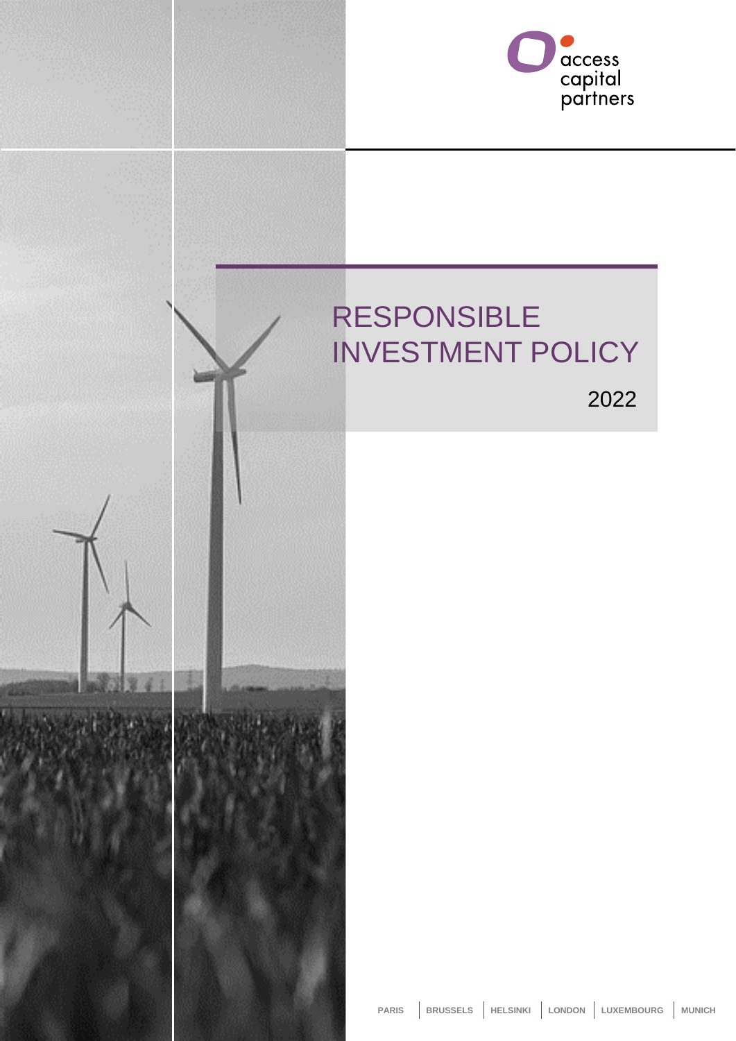access capital partners

# RESPONSIBLE INVESTMENT POLICY

2022

PARIS | BRUSSELS | HELSINKI | LONDON | LUXEMBOURG | MUNICH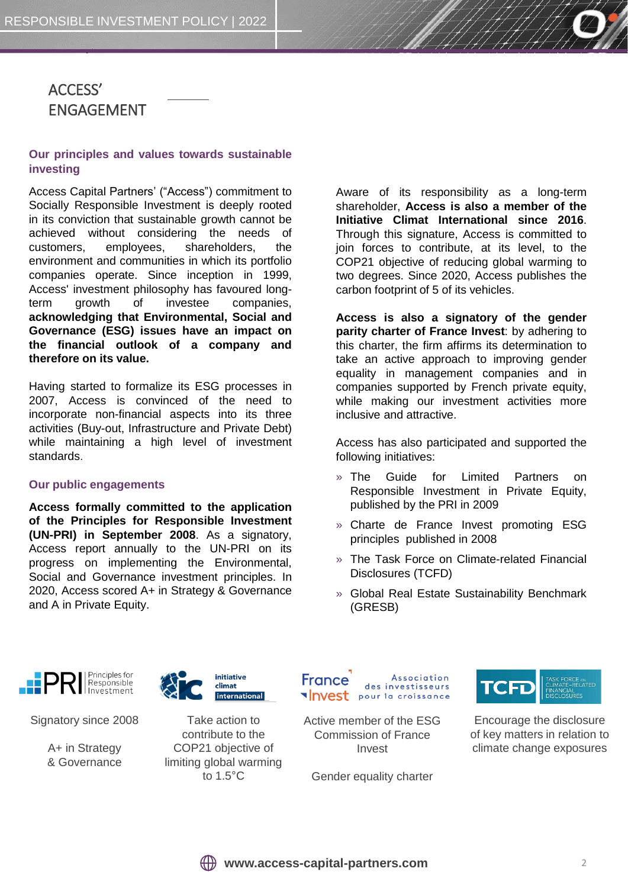# ACCESS' ENGAGEMENT

### Our principles and values towards sustainable investing

Access Capital Partners' ("Access") commitment to Socially Responsible Investment is deeply rooted in its conviction that sustainable growth cannot be achieved without considering the needs of customers, employees, shareholders, the environment and communities in which its portfolio companies operate. Since inception in 1999, Access' investment philosophy has favoured long-term growth of investee companies, **acknowledging that Environmental, Social and Governance (ESG) issues have an impact on the financial outlook of a company and therefore on its value.**

Having started to formalize its ESG processes in 2007, Access is convinced of the need to incorporate non-financial aspects into its three activities (Buy-out, Infrastructure and Private Debt) while maintaining a high level of investment standards.

### Our public engagements

**Access formally committed to the application of the Principles for Responsible Investment (UN-PRI) in September 2008**. As a signatory, Access report annually to the UN-PRI on its progress on implementing the Environmental, Social and Governance investment principles. In 2020, Access scored A+ in Strategy & Governance and A in Private Equity.

Aware of its responsibility as a long-term shareholder, **Access is also a member of the Initiative Climat International since 2016**. Through this signature, Access is committed to join forces to contribute, at its level, to the COP21 objective of reducing global warming to two degrees. Since 2020, Access publishes the carbon footprint of 5 of its vehicles.

**Access is also a signatory of the gender parity charter of France Invest**: by adhering to this charter, the firm affirms its determination to take an active approach to improving gender equality in management companies and in companies supported by French private equity, while making our investment activities more inclusive and attractive.

Access has also participated and supported the following initiatives:

- The Guide for Limited Partners on Responsible Investment in Private Equity, published by the PRI in 2009
- Charte de France Invest promoting ESG principles published in 2008
- The Task Force on Climate-related Financial Disclosures (TCFD)
- Global Real Estate Sustainability Benchmark (GRESB)

PRI – Principles for Responsible Investment: Signatory since 2008

A+ in Strategy & Governance

initiative climat international: Take action to contribute to the COP21 objective of limiting global warming to 1.5°C

France Invest – Association des investisseurs pour la croissance: Active member of the ESG Commission of France Invest

Gender equality charter

TCFD – Task Force on Climate-Related Financial Disclosures: Encourage the disclosure of key matters in relation to climate change exposures

www.access-capital-partners.com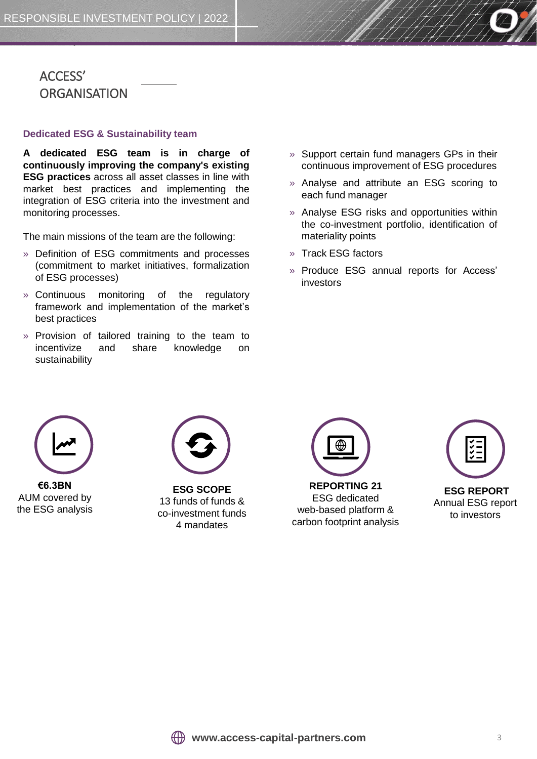# ACCESS' ORGANISATION

## Dedicated ESG & Sustainability team

**A dedicated ESG team is in charge of continuously improving the company's existing ESG practices** across all asset classes in line with market best practices and implementing the integration of ESG criteria into the investment and monitoring processes.

The main missions of the team are the following:

- Definition of ESG commitments and processes (commitment to market initiatives, formalization of ESG processes)
- Continuous monitoring of the regulatory framework and implementation of the market's best practices
- Provision of tailored training to the team to incentivize and share knowledge on sustainability
- Support certain fund managers GPs in their continuous improvement of ESG procedures
- Analyse and attribute an ESG scoring to each fund manager
- Analyse ESG risks and opportunities within the co-investment portfolio, identification of materiality points
- Track ESG factors
- Produce ESG annual reports for Access' investors

**€6.3BN**
AUM covered by the ESG analysis

**ESG SCOPE**
13 funds of funds & co-investment funds
4 mandates

**REPORTING 21**
ESG dedicated web-based platform & carbon footprint analysis

**ESG REPORT**
Annual ESG report to investors

www.access-capital-partners.com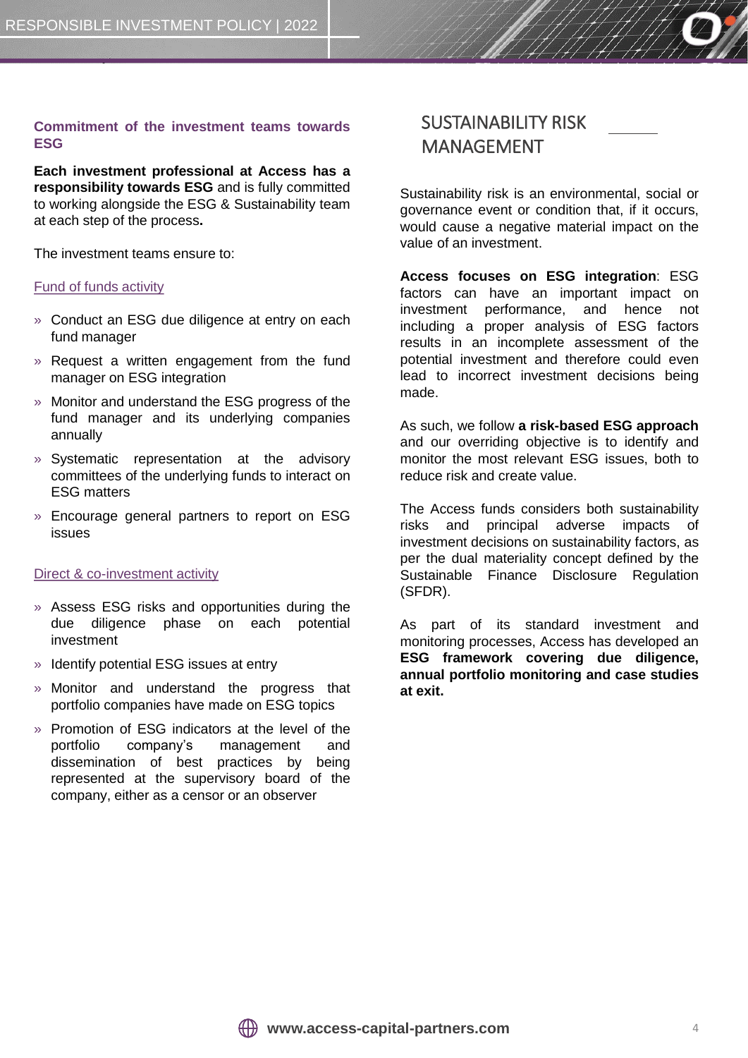### Commitment of the investment teams towards ESG

**Each investment professional at Access has a responsibility towards ESG** and is fully committed to working alongside the ESG & Sustainability team at each step of the process**.**

The investment teams ensure to:

Fund of funds activity

- Conduct an ESG due diligence at entry on each fund manager
- Request a written engagement from the fund manager on ESG integration
- Monitor and understand the ESG progress of the fund manager and its underlying companies annually
- Systematic representation at the advisory committees of the underlying funds to interact on ESG matters
- Encourage general partners to report on ESG issues

Direct & co-investment activity

- Assess ESG risks and opportunities during the due diligence phase on each potential investment
- Identify potential ESG issues at entry
- Monitor and understand the progress that portfolio companies have made on ESG topics
- Promotion of ESG indicators at the level of the portfolio company's management and dissemination of best practices by being represented at the supervisory board of the company, either as a censor or an observer

## SUSTAINABILITY RISK MANAGEMENT

Sustainability risk is an environmental, social or governance event or condition that, if it occurs, would cause a negative material impact on the value of an investment.

**Access focuses on ESG integration**: ESG factors can have an important impact on investment performance, and hence not including a proper analysis of ESG factors results in an incomplete assessment of the potential investment and therefore could even lead to incorrect investment decisions being made.

As such, we follow **a risk-based ESG approach** and our overriding objective is to identify and monitor the most relevant ESG issues, both to reduce risk and create value.

The Access funds considers both sustainability risks and principal adverse impacts of investment decisions on sustainability factors, as per the dual materiality concept defined by the Sustainable Finance Disclosure Regulation (SFDR).

As part of its standard investment and monitoring processes, Access has developed an **ESG framework covering due diligence, annual portfolio monitoring and case studies at exit.**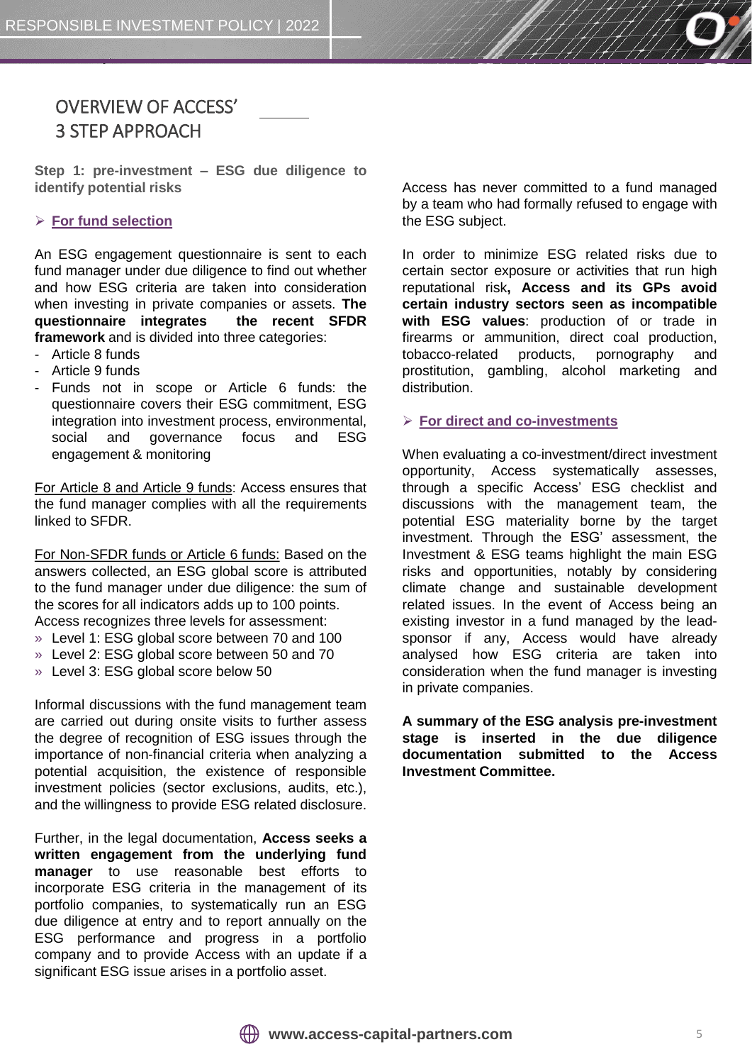# OVERVIEW OF ACCESS' 3 STEP APPROACH

**Step 1: pre-investment – ESG due diligence to identify potential risks**

## For fund selection

An ESG engagement questionnaire is sent to each fund manager under due diligence to find out whether and how ESG criteria are taken into consideration when investing in private companies or assets. **The questionnaire integrates the recent SFDR framework** and is divided into three categories:

- Article 8 funds
- Article 9 funds
- Funds not in scope or Article 6 funds: the questionnaire covers their ESG commitment, ESG integration into investment process, environmental, social and governance focus and ESG engagement & monitoring

For Article 8 and Article 9 funds: Access ensures that the fund manager complies with all the requirements linked to SFDR.

For Non-SFDR funds or Article 6 funds: Based on the answers collected, an ESG global score is attributed to the fund manager under due diligence: the sum of the scores for all indicators adds up to 100 points. Access recognizes three levels for assessment:

- Level 1: ESG global score between 70 and 100
- Level 2: ESG global score between 50 and 70
- Level 3: ESG global score below 50

Informal discussions with the fund management team are carried out during onsite visits to further assess the degree of recognition of ESG issues through the importance of non-financial criteria when analyzing a potential acquisition, the existence of responsible investment policies (sector exclusions, audits, etc.), and the willingness to provide ESG related disclosure.

Further, in the legal documentation, **Access seeks a written engagement from the underlying fund manager** to use reasonable best efforts to incorporate ESG criteria in the management of its portfolio companies, to systematically run an ESG due diligence at entry and to report annually on the ESG performance and progress in a portfolio company and to provide Access with an update if a significant ESG issue arises in a portfolio asset.

Access has never committed to a fund managed by a team who had formally refused to engage with the ESG subject.

In order to minimize ESG related risks due to certain sector exposure or activities that run high reputational risk**, Access and its GPs avoid certain industry sectors seen as incompatible with ESG values**: production of or trade in firearms or ammunition, direct coal production, tobacco-related products, pornography and prostitution, gambling, alcohol marketing and distribution.

## For direct and co-investments

When evaluating a co-investment/direct investment opportunity, Access systematically assesses, through a specific Access' ESG checklist and discussions with the management team, the potential ESG materiality borne by the target investment. Through the ESG' assessment, the Investment & ESG teams highlight the main ESG risks and opportunities, notably by considering climate change and sustainable development related issues. In the event of Access being an existing investor in a fund managed by the lead-sponsor if any, Access would have already analysed how ESG criteria are taken into consideration when the fund manager is investing in private companies.

**A summary of the ESG analysis pre-investment stage is inserted in the due diligence documentation submitted to the Access Investment Committee.**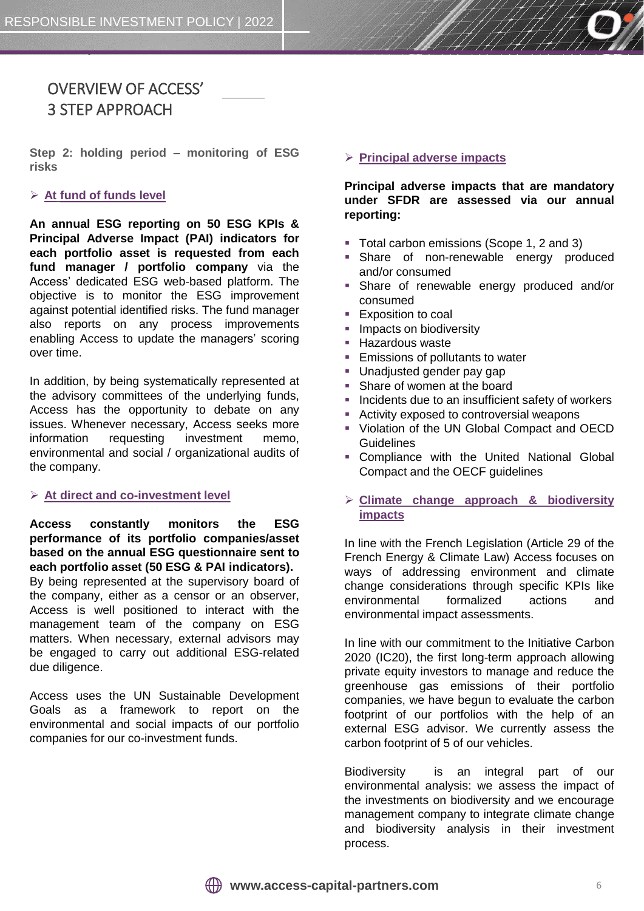# OVERVIEW OF ACCESS' 3 STEP APPROACH

**Step 2: holding period – monitoring of ESG risks**

➢ **At fund of funds level**

**An annual ESG reporting on 50 ESG KPIs & Principal Adverse Impact (PAI) indicators for each portfolio asset is requested from each fund manager / portfolio company** via the Access' dedicated ESG web-based platform. The objective is to monitor the ESG improvement against potential identified risks. The fund manager also reports on any process improvements enabling Access to update the managers' scoring over time.

In addition, by being systematically represented at the advisory committees of the underlying funds, Access has the opportunity to debate on any issues. Whenever necessary, Access seeks more information requesting investment memo, environmental and social / organizational audits of the company.

➢ **At direct and co-investment level**

**Access constantly monitors the ESG performance of its portfolio companies/asset based on the annual ESG questionnaire sent to each portfolio asset (50 ESG & PAI indicators).** By being represented at the supervisory board of the company, either as a censor or an observer, Access is well positioned to interact with the management team of the company on ESG matters. When necessary, external advisors may be engaged to carry out additional ESG-related due diligence.

Access uses the UN Sustainable Development Goals as a framework to report on the environmental and social impacts of our portfolio companies for our co-investment funds.

➢ **Principal adverse impacts**

**Principal adverse impacts that are mandatory under SFDR are assessed via our annual reporting:**

- Total carbon emissions (Scope 1, 2 and 3)
- Share of non-renewable energy produced and/or consumed
- Share of renewable energy produced and/or consumed
- Exposition to coal
- Impacts on biodiversity
- Hazardous waste
- Emissions of pollutants to water
- Unadjusted gender pay gap
- Share of women at the board
- Incidents due to an insufficient safety of workers
- Activity exposed to controversial weapons
- Violation of the UN Global Compact and OECD Guidelines
- Compliance with the United National Global Compact and the OECF guidelines

➢ **Climate change approach & biodiversity impacts**

In line with the French Legislation (Article 29 of the French Energy & Climate Law) Access focuses on ways of addressing environment and climate change considerations through specific KPIs like environmental formalized actions and environmental impact assessments.

In line with our commitment to the Initiative Carbon 2020 (IC20), the first long-term approach allowing private equity investors to manage and reduce the greenhouse gas emissions of their portfolio companies, we have begun to evaluate the carbon footprint of our portfolios with the help of an external ESG advisor. We currently assess the carbon footprint of 5 of our vehicles.

Biodiversity is an integral part of our environmental analysis: we assess the impact of the investments on biodiversity and we encourage management company to integrate climate change and biodiversity analysis in their investment process.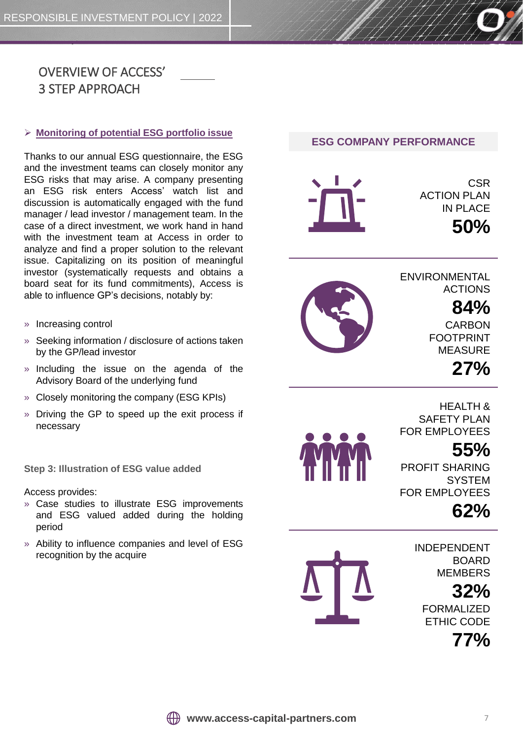# OVERVIEW OF ACCESS' 3 STEP APPROACH

## Monitoring of potential ESG portfolio issue

Thanks to our annual ESG questionnaire, the ESG and the investment teams can closely monitor any ESG risks that may arise. A company presenting an ESG risk enters Access' watch list and discussion is automatically engaged with the fund manager / lead investor / management team. In the case of a direct investment, we work hand in hand with the investment team at Access in order to analyze and find a proper solution to the relevant issue. Capitalizing on its position of meaningful investor (systematically requests and obtains a board seat for its fund commitments), Access is able to influence GP's decisions, notably by:

- Increasing control
- Seeking information / disclosure of actions taken by the GP/lead investor
- Including the issue on the agenda of the Advisory Board of the underlying fund
- Closely monitoring the company (ESG KPIs)
- Driving the GP to speed up the exit process if necessary

### Step 3: Illustration of ESG value added

Access provides:

- Case studies to illustrate ESG improvements and ESG valued added during the holding period
- Ability to influence companies and level of ESG recognition by the acquire

## ESG COMPANY PERFORMANCE

CSR ACTION PLAN IN PLACE
**50%**

ENVIRONMENTAL ACTIONS
**84%**

CARBON FOOTPRINT MEASURE
**27%**

HEALTH & SAFETY PLAN FOR EMPLOYEES
**55%**

PROFIT SHARING SYSTEM FOR EMPLOYEES
**62%**

INDEPENDENT BOARD MEMBERS
**32%**

FORMALIZED ETHIC CODE
**77%**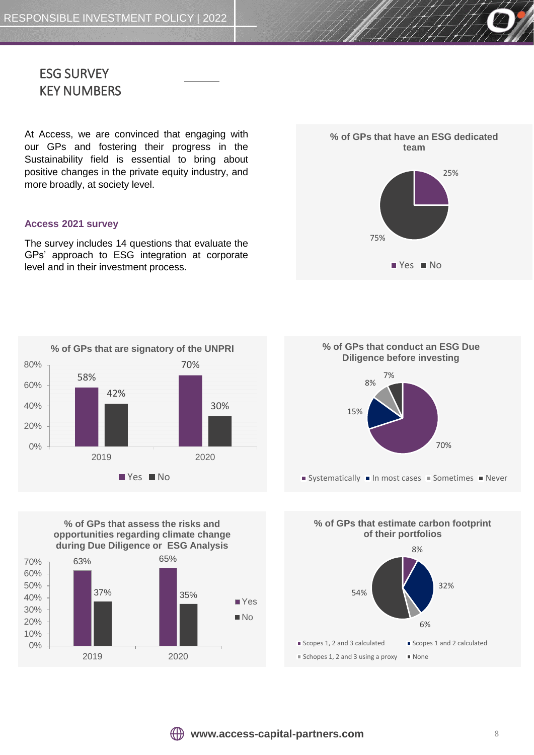## ESG SURVEY KEY NUMBERS

At Access, we are convinced that engaging with our GPs and fostering their progress in the Sustainability field is essential to bring about positive changes in the private equity industry, and more broadly, at society level.

### Access 2021 survey

The survey includes 14 questions that evaluate the GPs' approach to ESG integration at corporate level and in their investment process.

**% of GPs that have an ESG dedicated team**

| Yes | No |
|---|---|
| 25% | 75% |

**% of GPs that are signatory of the UNPRI**

| | Yes | No |
|---|---|---|
| 2019 | 58% | 42% |
| 2020 | 70% | 30% |

**% of GPs that conduct an ESG Due Diligence before investing**

| Systematically | In most cases | Sometimes | Never |
|---|---|---|---|
| 70% | 15% | 8% | 7% |

**% of GPs that assess the risks and opportunities regarding climate change during Due Diligence or ESG Analysis**

| | Yes | No |
|---|---|---|
| 2019 | 63% | 37% |
| 2020 | 65% | 35% |

**% of GPs that estimate carbon footprint of their portfolios**

| Scopes 1, 2 and 3 calculated | Scopes 1 and 2 calculated | Schopes 1, 2 and 3 using a proxy | None |
|---|---|---|---|
| 8% | 32% | 6% | 54% |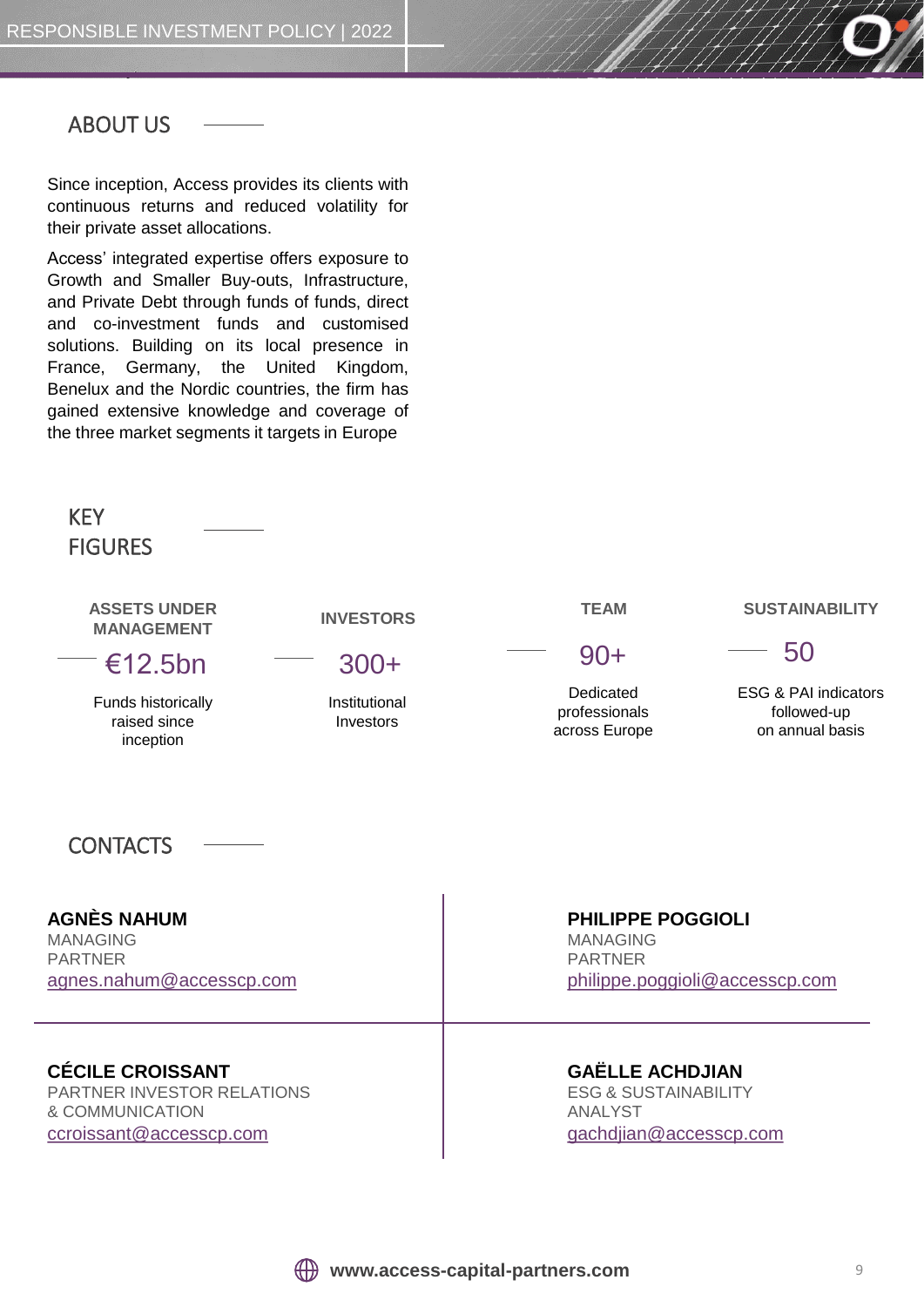## ABOUT US

Since inception, Access provides its clients with continuous returns and reduced volatility for their private asset allocations.

Access' integrated expertise offers exposure to Growth and Smaller Buy-outs, Infrastructure, and Private Debt through funds of funds, direct and co-investment funds and customised solutions. Building on its local presence in France, Germany, the United Kingdom, Benelux and the Nordic countries, the firm has gained extensive knowledge and coverage of the three market segments it targets in Europe

## KEY FIGURES

**ASSETS UNDER MANAGEMENT**

€12.5bn

Funds historically raised since inception

**INVESTORS**

300+

Institutional Investors

**TEAM**

90+

Dedicated professionals across Europe

**SUSTAINABILITY**

50

ESG & PAI indicators followed-up on annual basis

## CONTACTS

**AGNÈS NAHUM**
MANAGING PARTNER
agnes.nahum@accesscp.com

**PHILIPPE POGGIOLI**
MANAGING PARTNER
philippe.poggioli@accesscp.com

**CÉCILE CROISSANT**
PARTNER INVESTOR RELATIONS & COMMUNICATION
ccroissant@accesscp.com

**GAËLLE ACHDJIAN**
ESG & SUSTAINABILITY ANALYST
gachdjian@accesscp.com

**www.access-capital-partners.com**